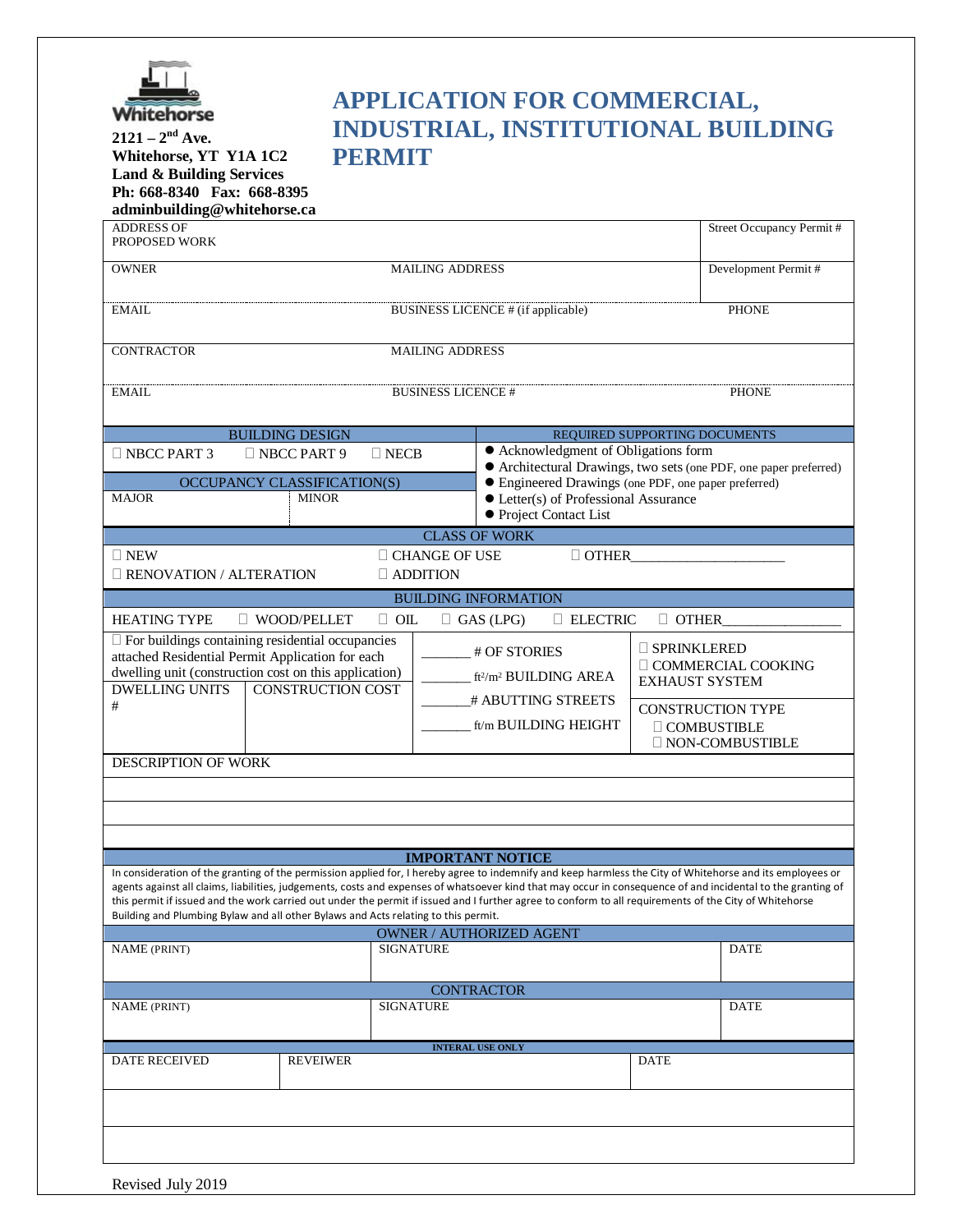Whitehorse

**2121 – 2nd Ave.**
**Whitehorse, YT Y1A 1C2**
**Land & Building Services**
**Ph: 668-8340 Fax: 668-8395**
**adminbuilding@whitehorse.ca**

# APPLICATION FOR COMMERCIAL, INDUSTRIAL, INSTITUTIONAL BUILDING PERMIT

| ADDRESS OF PROPOSED WORK | | Street Occupancy Permit # |
|---|---|---|
| OWNER | MAILING ADDRESS | Development Permit # |
| EMAIL | BUSINESS LICENCE # (if applicable) | PHONE |
| CONTRACTOR | MAILING ADDRESS | |
| EMAIL | BUSINESS LICENCE # | PHONE |

| BUILDING DESIGN | REQUIRED SUPPORTING DOCUMENTS |
|---|---|
| ☐ NBCC PART 3 ☐ NBCC PART 9 ☐ NECB | ● Acknowledgment of Obligations form<br>● Architectural Drawings, two sets (one PDF, one paper preferred) |
| **OCCUPANCY CLASSIFICATION(S)** | ● Engineered Drawings (one PDF, one paper preferred) |
| MAJOR / MINOR | ● Letter(s) of Professional Assurance<br>● Project Contact List |

**CLASS OF WORK**

☐ NEW ☐ CHANGE OF USE ☐ OTHER____________________
☐ RENOVATION / ALTERATION ☐ ADDITION

**BUILDING INFORMATION**

HEATING TYPE ☐ WOOD/PELLET ☐ OIL ☐ GAS (LPG) ☐ ELECTRIC ☐ OTHER________________

| ☐ For buildings containing residential occupancies attached Residential Permit Application for each dwelling unit (construction cost on this application) | | _______ # OF STORIES<br>_______ ft²/m² BUILDING AREA<br>_______ # ABUTTING STREETS<br>_______ ft/m BUILDING HEIGHT | ☐ SPRINKLERED<br>☐ COMMERCIAL COOKING EXHAUST SYSTEM |
|---|---|---|---|
| DWELLING UNITS<br># | CONSTRUCTION COST | | CONSTRUCTION TYPE<br>☐ COMBUSTIBLE<br>☐ NON-COMBUSTIBLE |

DESCRIPTION OF WORK

**IMPORTANT NOTICE**

In consideration of the granting of the permission applied for, I hereby agree to indemnify and keep harmless the City of Whitehorse and its employees or agents against all claims, liabilities, judgements, costs and expenses of whatsoever kind that may occur in consequence of and incidental to the granting of this permit if issued and the work carried out under the permit if issued and I further agree to conform to all requirements of the City of Whitehorse Building and Plumbing Bylaw and all other Bylaws and Acts relating to this permit.

**OWNER / AUTHORIZED AGENT**

| NAME (PRINT) | SIGNATURE | DATE |
|---|---|---|
| | | |

**CONTRACTOR**

| NAME (PRINT) | SIGNATURE | DATE |
|---|---|---|
| | | |

**INTERAL USE ONLY**

| DATE RECEIVED | REVEIWER | DATE |
|---|---|---|
| | | |

Revised July 2019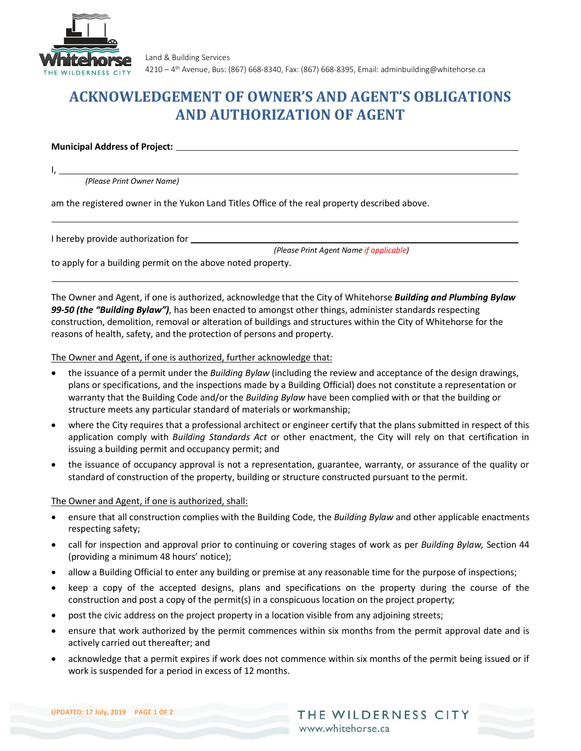Land & Building Services
4210 – 4th Avenue, Bus: (867) 668-8340, Fax: (867) 668-8395, Email: adminbuilding@whitehorse.ca

# ACKNOWLEDGEMENT OF OWNER'S AND AGENT'S OBLIGATIONS AND AUTHORIZATION OF AGENT

**Municipal Address of Project:** ____________________________________________

I, ____________________________________________
*(Please Print Owner Name)*

am the registered owner in the Yukon Land Titles Office of the real property described above.

---

I hereby provide authorization for ____________________________________________
*(Please Print Agent Name if applicable)*

to apply for a building permit on the above noted property.

---

The Owner and Agent, if one is authorized, acknowledge that the City of Whitehorse ***Building and Plumbing Bylaw 99-50 (the "Building Bylaw")***, has been enacted to amongst other things, administer standards respecting construction, demolition, removal or alteration of buildings and structures within the City of Whitehorse for the reasons of health, safety, and the protection of persons and property.

<u>The Owner and Agent, if one is authorized, further acknowledge that:</u>

- the issuance of a permit under the *Building Bylaw* (including the review and acceptance of the design drawings, plans or specifications, and the inspections made by a Building Official) does not constitute a representation or warranty that the Building Code and/or the *Building Bylaw* have been complied with or that the building or structure meets any particular standard of materials or workmanship;
- where the City requires that a professional architect or engineer certify that the plans submitted in respect of this application comply with *Building Standards Act* or other enactment, the City will rely on that certification in issuing a building permit and occupancy permit; and
- the issuance of occupancy approval is not a representation, guarantee, warranty, or assurance of the quality or standard of construction of the property, building or structure constructed pursuant to the permit.

<u>The Owner and Agent, if one is authorized, shall:</u>

- ensure that all construction complies with the Building Code, the *Building Bylaw* and other applicable enactments respecting safety;
- call for inspection and approval prior to continuing or covering stages of work as per *Building Bylaw,* Section 44 (providing a minimum 48 hours' notice);
- allow a Building Official to enter any building or premise at any reasonable time for the purpose of inspections;
- keep a copy of the accepted designs, plans and specifications on the property during the course of the construction and post a copy of the permit(s) in a conspicuous location on the project property;
- post the civic address on the project property in a location visible from any adjoining streets;
- ensure that work authorized by the permit commences within six months from the permit approval date and is actively carried out thereafter; and
- acknowledge that a permit expires if work does not commence within six months of the permit being issued or if work is suspended for a period in excess of 12 months.

UPDATED: 17 July, 2019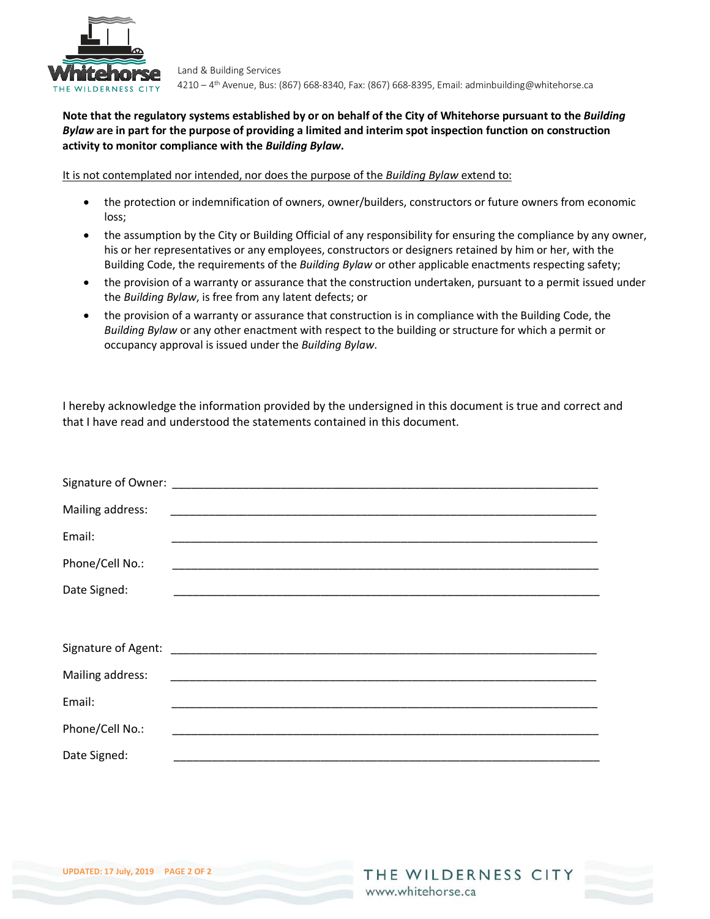Land & Building Services
4210 – 4th Avenue, Bus: (867) 668-8340, Fax: (867) 668-8395, Email: adminbuilding@whitehorse.ca

**Note that the regulatory systems established by or on behalf of the City of Whitehorse pursuant to the *Building Bylaw* are in part for the purpose of providing a limited and interim spot inspection function on construction activity to monitor compliance with the *Building Bylaw*.**

It is not contemplated nor intended, nor does the purpose of the *Building Bylaw* extend to:

- the protection or indemnification of owners, owner/builders, constructors or future owners from economic loss;
- the assumption by the City or Building Official of any responsibility for ensuring the compliance by any owner, his or her representatives or any employees, constructors or designers retained by him or her, with the Building Code, the requirements of the *Building Bylaw* or other applicable enactments respecting safety;
- the provision of a warranty or assurance that the construction undertaken, pursuant to a permit issued under the *Building Bylaw*, is free from any latent defects; or
- the provision of a warranty or assurance that construction is in compliance with the Building Code, the *Building Bylaw* or any other enactment with respect to the building or structure for which a permit or occupancy approval is issued under the *Building Bylaw*.

I hereby acknowledge the information provided by the undersigned in this document is true and correct and that I have read and understood the statements contained in this document.

Signature of Owner: ____________________________________________

Mailing address: ____________________________________________

Email: ____________________________________________

Phone/Cell No.: ____________________________________________

Date Signed: ____________________________________________

Signature of Agent: ____________________________________________

Mailing address: ____________________________________________

Email: ____________________________________________

Phone/Cell No.: ____________________________________________

Date Signed: ____________________________________________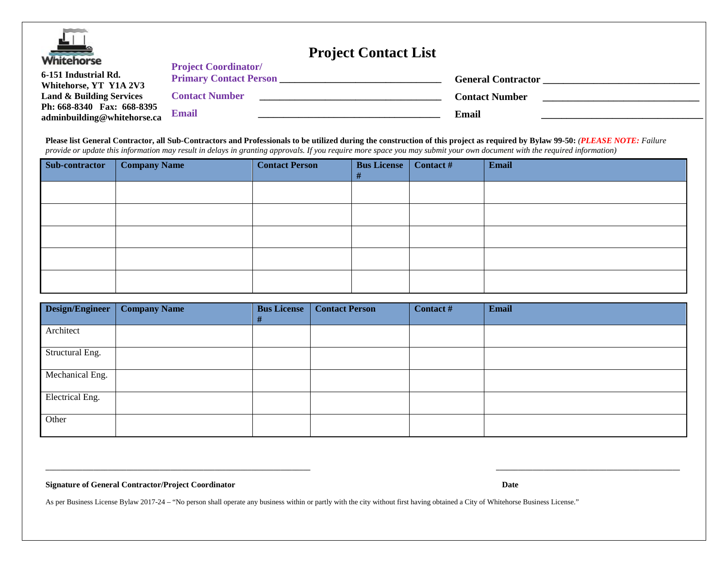**Whitehorse**

**6-151 Industrial Rd.**
**Whitehorse, YT Y1A 2V3**
**Land & Building Services**
**Ph: 668-8340 Fax: 668-8395**
**adminbuilding@whitehorse.ca**

# Project Contact List

**Project Coordinator/ Primary Contact Person** ________________________________

**Contact Number** ________________________________

**Email** ________________________________

**General Contractor** ________________________________

**Contact Number** ________________________________

**Email** ________________________________

**Please list General Contractor, all Sub-Contractors and Professionals to be utilized during the construction of this project as required by Bylaw 99-50:** *(**PLEASE NOTE:** Failure provide or update this information may result in delays in granting approvals. If you require more space you may submit your own document with the required information)*

| Sub-contractor | Company Name | Contact Person | Bus License # | Contact # | Email |
|---|---|---|---|---|---|
| | | | | | |
| | | | | | |
| | | | | | |
| | | | | | |
| | | | | | |

| Design/Engineer | Company Name | Bus License # | Contact Person | Contact # | Email |
|---|---|---|---|---|---|
| Architect | | | | | |
| Structural Eng. | | | | | |
| Mechanical Eng. | | | | | |
| Electrical Eng. | | | | | |
| Other | | | | | |

_______________________________________________ _______________________________

**Signature of General Contractor/Project Coordinator** **Date**

As per Business License Bylaw 2017-24 – "No person shall operate any business within or partly with the city without first having obtained a City of Whitehorse Business License."